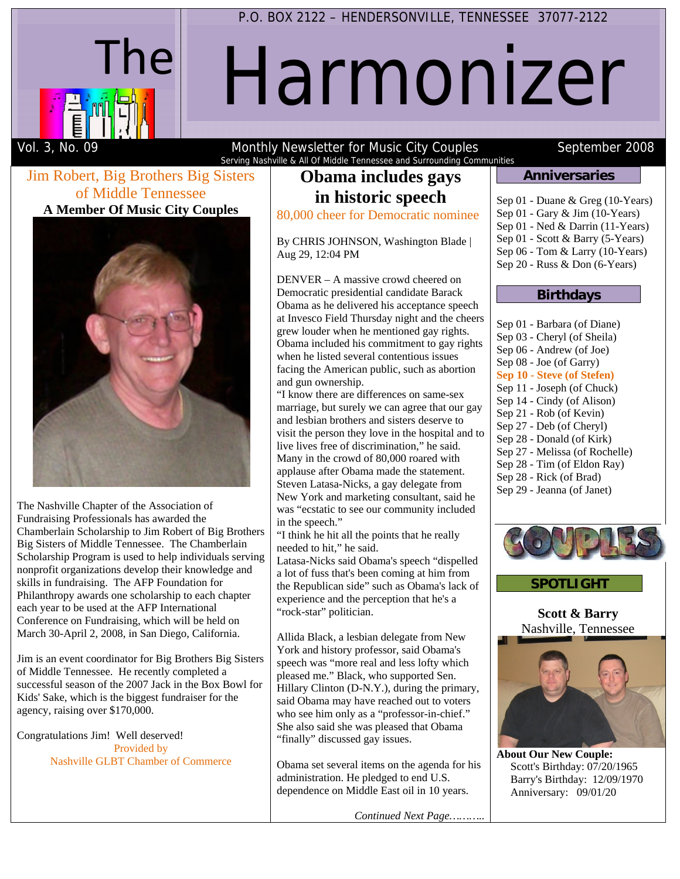P.O. BOX 2122 – HENDERSONVILLE, TENNESSEE 37077-2122

# The Harmonizer

Vol. 3, No. 09 — Monthly Newsletter for Music City Couples — September 2008

Serving Nashville & All Of Middle Tennessee and Surrounding Communities

## Jim Robert, Big Brothers Big Sisters of Middle Tennessee

**A Member Of Music City Couples**

The Nashville Chapter of the Association of Fundraising Professionals has awarded the Chamberlain Scholarship to Jim Robert of Big Brothers Big Sisters of Middle Tennessee. The Chamberlain Scholarship Program is used to help individuals serving nonprofit organizations develop their knowledge and skills in fundraising. The AFP Foundation for Philanthropy awards one scholarship to each chapter each year to be used at the AFP International Conference on Fundraising, which will be held on March 30-April 2, 2008, in San Diego, California.

Jim is an event coordinator for Big Brothers Big Sisters of Middle Tennessee. He recently completed a successful season of the 2007 Jack in the Box Bowl for Kids' Sake, which is the biggest fundraiser for the agency, raising over $170,000.

Congratulations Jim! Well deserved!

Provided by
Nashville GLBT Chamber of Commerce

## Obama includes gays in historic speech

80,000 cheer for Democratic nominee

By CHRIS JOHNSON, Washington Blade | Aug 29, 12:04 PM

DENVER – A massive crowd cheered on Democratic presidential candidate Barack Obama as he delivered his acceptance speech at Invesco Field Thursday night and the cheers grew louder when he mentioned gay rights. Obama included his commitment to gay rights when he listed several contentious issues facing the American public, such as abortion and gun ownership.

"I know there are differences on same-sex marriage, but surely we can agree that our gay and lesbian brothers and sisters deserve to visit the person they love in the hospital and to live lives free of discrimination," he said.

Many in the crowd of 80,000 roared with applause after Obama made the statement.

Steven Latasa-Nicks, a gay delegate from New York and marketing consultant, said he was "ecstatic to see our community included in the speech."

"I think he hit all the points that he really needed to hit," he said.

Latasa-Nicks said Obama's speech "dispelled a lot of fuss that's been coming at him from the Republican side" such as Obama's lack of experience and the perception that he's a "rock-star" politician.

Allida Black, a lesbian delegate from New York and history professor, said Obama's speech was "more real and less lofty which pleased me." Black, who supported Sen. Hillary Clinton (D-N.Y.), during the primary, said Obama may have reached out to voters who see him only as a "professor-in-chief." She also said she was pleased that Obama "finally" discussed gay issues.

Obama set several items on the agenda for his administration. He pledged to end U.S. dependence on Middle East oil in 10 years.

*Continued Next Page………..*

## Anniversaries

Sep 01 - Duane & Greg (10-Years)
Sep 01 - Gary & Jim (10-Years)
Sep 01 - Ned & Darrin (11-Years)
Sep 01 - Scott & Barry (5-Years)
Sep 06 - Tom & Larry (10-Years)
Sep 20 - Russ & Don (6-Years)

## Birthdays

Sep 01 - Barbara (of Diane)
Sep 03 - Cheryl (of Sheila)
Sep 06 - Andrew (of Joe)
Sep 08 - Joe (of Garry)
**Sep 10 - Steve (of Stefen)**
Sep 11 - Joseph (of Chuck)
Sep 14 - Cindy (of Alison)
Sep 21 - Rob (of Kevin)
Sep 27 - Deb (of Cheryl)
Sep 28 - Donald (of Kirk)
Sep 27 - Melissa (of Rochelle)
Sep 28 - Tim (of Eldon Ray)
Sep 28 - Rick (of Brad)
Sep 29 - Jeanna (of Janet)

## COUPLES SPOTLIGHT

**Scott & Barry**
Nashville, Tennessee

**About Our New Couple:**
Scott's Birthday: 07/20/1965
Barry's Birthday: 12/09/1970
Anniversary: 09/01/20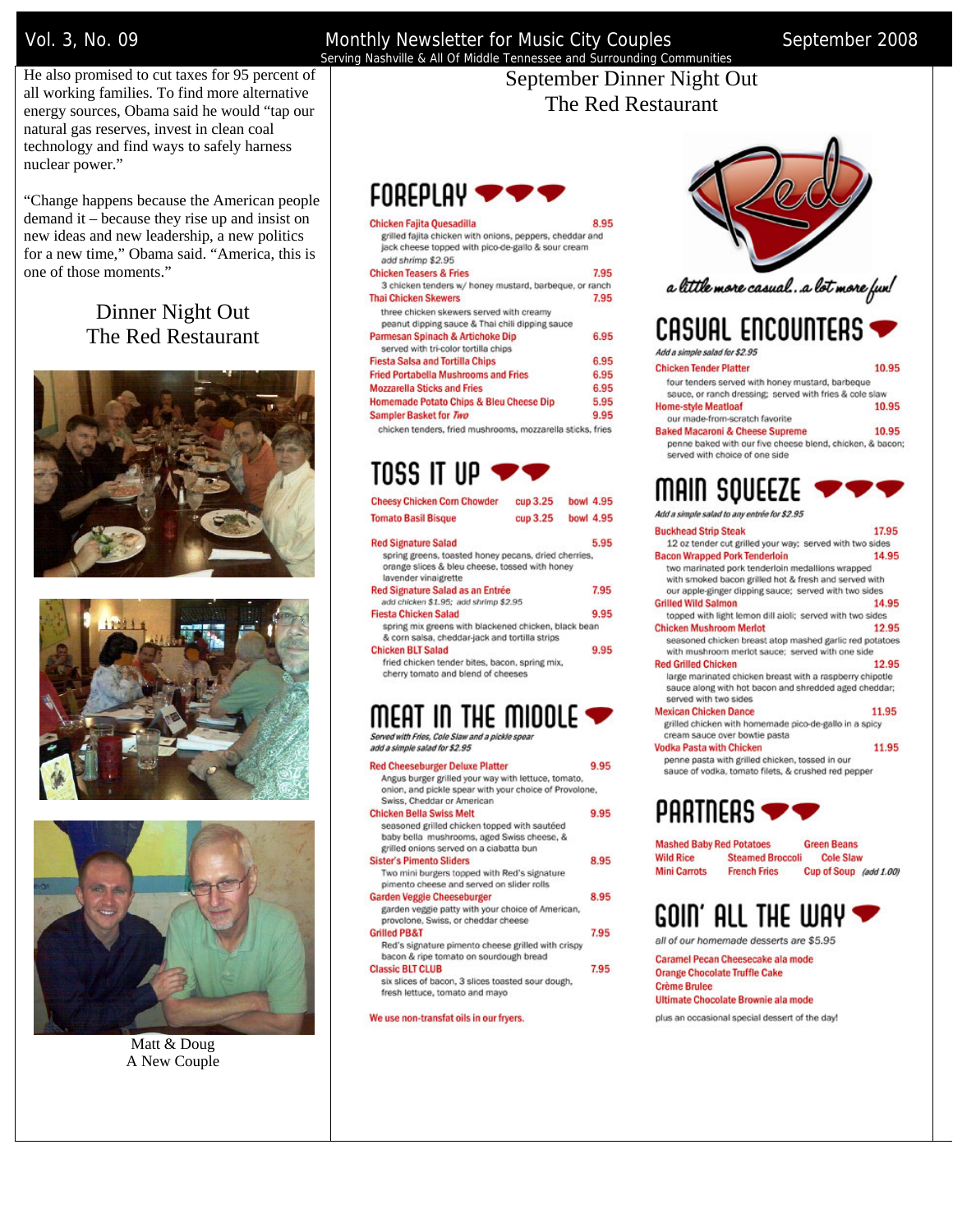He also promised to cut taxes for 95 percent of all working families. To find more alternative energy sources, Obama said he would "tap our natural gas reserves, invest in clean coal technology and find ways to safely harness nuclear power."

"Change happens because the American people demand it – because they rise up and insist on new ideas and new leadership, a new politics for a new time," Obama said. "America, this is one of those moments."

## Dinner Night Out
## The Red Restaurant

Matt & Doug
A New Couple

## September Dinner Night Out
## The Red Restaurant

### FOREPLAY

**Chicken Fajita Quesadilla** 8.95
grilled fajita chicken with onions, peppers, cheddar and jack cheese topped with pico-de-gallo & sour cream
*add shrimp $2.95*

**Chicken Teasers & Fries** 7.95
3 chicken tenders w/ honey mustard, barbeque, or ranch

**Thai Chicken Skewers** 7.95
three chicken skewers served with creamy peanut dipping sauce & Thai chili dipping sauce

**Parmesan Spinach & Artichoke Dip** 6.95
served with tri-color tortilla chips

**Fiesta Salsa and Tortilla Chips** 6.95

**Fried Portabella Mushrooms and Fries** 6.95

**Mozzarella Sticks and Fries** 6.95

**Homemade Potato Chips & Bleu Cheese Dip** 5.95

**Sampler Basket for *Two*** 9.95
chicken tenders, fried mushrooms, mozzarella sticks, fries

### TOSS IT UP

**Cheesy Chicken Corn Chowder** cup 3.25 bowl 4.95

**Tomato Basil Bisque** cup 3.25 bowl 4.95

**Red Signature Salad** 5.95
spring greens, toasted honey pecans, dried cherries, orange slices & bleu cheese, tossed with honey lavender vinaigrette

**Red Signature Salad as an Entrée** 7.95
*add chicken $1.95; add shrimp $2.95*

**Fiesta Chicken Salad** 9.95
spring mix greens with blackened chicken, black bean & corn salsa, cheddar-jack and tortilla strips

**Chicken BLT Salad** 9.95
fried chicken tender bites, bacon, spring mix, cherry tomato and blend of cheeses

### MEAT IN THE MIDDLE

*Served with Fries, Cole Slaw and a pickle spear*
*add a simple salad for $2.95*

**Red Cheeseburger Deluxe Platter** 9.95
Angus burger grilled your way with lettuce, tomato, onion, and pickle spear with your choice of Provolone, Swiss, Cheddar or American

**Chicken Bella Swiss Melt** 9.95
seasoned grilled chicken topped with sautéed baby bella mushrooms, aged Swiss cheese, & grilled onions served on a ciabatta bun

**Sister's Pimento Sliders** 8.95
Two mini burgers topped with Red's signature pimento cheese and served on slider rolls

**Garden Veggie Cheeseburger** 8.95
garden veggie patty with your choice of American, provolone, Swiss, or cheddar cheese

**Grilled PB&T** 7.95
Red's signature pimento cheese grilled with crispy bacon & ripe tomato on sourdough bread

**Classic BLT CLUB** 7.95
six slices of bacon, 3 slices toasted sour dough, fresh lettuce, tomato and mayo

We use non-transfat oils in our fryers.

Red — *a little more casual.. a lot more fun!*

### CASUAL ENCOUNTERS

*Add a simple salad for $2.95*

**Chicken Tender Platter** 10.95
four tenders served with honey mustard, barbeque sauce, or ranch dressing; served with fries & cole slaw

**Home-style Meatloaf** 10.95
our made-from-scratch favorite

**Baked Macaroni & Cheese Supreme** 10.95
penne baked with our five cheese blend, chicken, & bacon; served with choice of one side

### MAIN SQUEEZE

*Add a simple salad to any entrée for $2.95*

**Buckhead Strip Steak** 17.95
12 oz tender cut grilled your way; served with two sides

**Bacon Wrapped Pork Tenderloin** 14.95
two marinated pork tenderloin medallions wrapped with smoked bacon grilled hot & fresh and served with our apple-ginger dipping sauce; served with two sides

**Grilled Wild Salmon** 14.95
topped with light lemon dill aioli; served with two sides

**Chicken Mushroom Merlot** 12.95
seasoned chicken breast atop mashed garlic red potatoes with mushroom merlot sauce; served with one side

**Red Grilled Chicken** 12.95
large marinated chicken breast with a raspberry chipotle sauce along with hot bacon and shredded aged cheddar; served with two sides

**Mexican Chicken Dance** 11.95
grilled chicken with homemade pico-de-gallo in a spicy cream sauce over bowtie pasta

**Vodka Pasta with Chicken** 11.95
penne pasta with grilled chicken, tossed in our sauce of vodka, tomato filets, & crushed red pepper

### PARTNERS

Mashed Baby Red Potatoes, Green Beans, Wild Rice, Steamed Broccoli, Cole Slaw, Mini Carrots, French Fries, Cup of Soup *(add 1.00)*

### GOIN' ALL THE WAY

*all of our homemade desserts are $5.95*

**Caramel Pecan Cheesecake ala mode**
**Orange Chocolate Truffle Cake**
**Crème Brulee**
**Ultimate Chocolate Brownie ala mode**

plus an occasional special dessert of the day!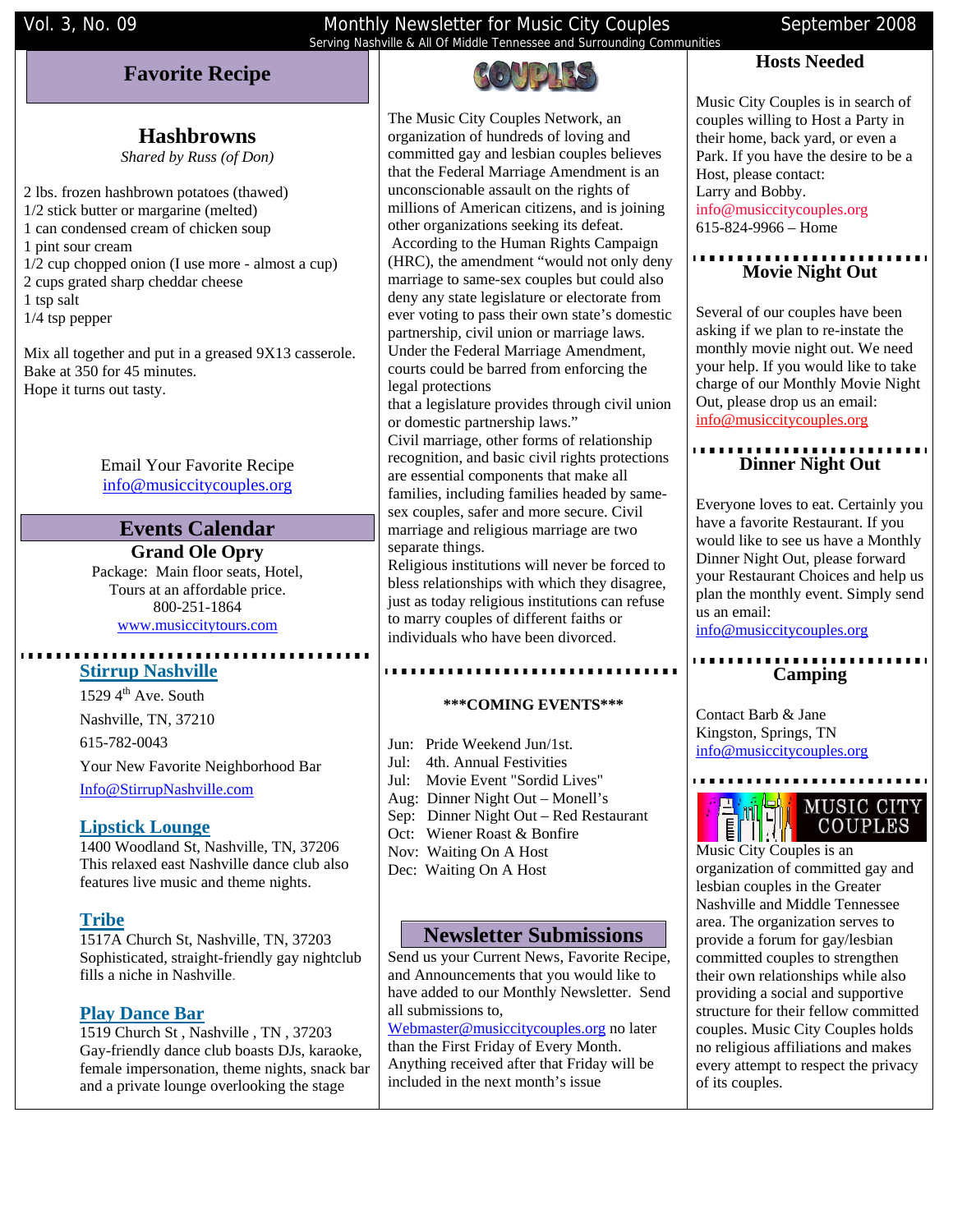## Favorite Recipe

### Hashbrowns

*Shared by Russ (of Don)*

2 lbs. frozen hashbrown potatoes (thawed)
1/2 stick butter or margarine (melted)
1 can condensed cream of chicken soup
1 pint sour cream
1/2 cup chopped onion (I use more - almost a cup)
2 cups grated sharp cheddar cheese
1 tsp salt
1/4 tsp pepper

Mix all together and put in a greased 9X13 casserole.
Bake at 350 for 45 minutes.
Hope it turns out tasty.

Email Your Favorite Recipe
info@musiccitycouples.org

## Events Calendar

**Grand Ole Opry**

Package: Main floor seats, Hotel, Tours at an affordable price.
800-251-1864
www.musiccitytours.com

### Stirrup Nashville

1529 4th Ave. South
Nashville, TN, 37210
615-782-0043
Your New Favorite Neighborhood Bar
Info@StirrupNashville.com

### Lipstick Lounge

1400 Woodland St, Nashville, TN, 37206
This relaxed east Nashville dance club also features live music and theme nights.

### Tribe

1517A Church St, Nashville, TN, 37203
Sophisticated, straight-friendly gay nightclub fills a niche in Nashville.

### Play Dance Bar

1519 Church St , Nashville , TN , 37203
Gay-friendly dance club boasts DJs, karaoke, female impersonation, theme nights, snack bar and a private lounge overlooking the stage

## COUPLES

The Music City Couples Network, an organization of hundreds of loving and committed gay and lesbian couples believes that the Federal Marriage Amendment is an unconscionable assault on the rights of millions of American citizens, and is joining other organizations seeking its defeat.
According to the Human Rights Campaign (HRC), the amendment "would not only deny marriage to same-sex couples but could also deny any state legislature or electorate from ever voting to pass their own state's domestic partnership, civil union or marriage laws. Under the Federal Marriage Amendment, courts could be barred from enforcing the legal protections that a legislature provides through civil union or domestic partnership laws."
Civil marriage, other forms of relationship recognition, and basic civil rights protections are essential components that make all families, including families headed by same-sex couples, safer and more secure. Civil marriage and religious marriage are two separate things.
Religious institutions will never be forced to bless relationships with which they disagree, just as today religious institutions can refuse to marry couples of different faiths or individuals who have been divorced.

**\*\*\*COMING EVENTS\*\*\***

Jun: Pride Weekend Jun/1st.
Jul: 4th. Annual Festivities
Jul: Movie Event "Sordid Lives"
Aug: Dinner Night Out – Monell's
Sep: Dinner Night Out – Red Restaurant
Oct: Wiener Roast & Bonfire
Nov: Waiting On A Host
Dec: Waiting On A Host

## Newsletter Submissions

Send us your Current News, Favorite Recipe, and Announcements that you would like to have added to our Monthly Newsletter. Send all submissions to, Webmaster@musiccitycouples.org no later than the First Friday of Every Month. Anything received after that Friday will be included in the next month's issue

### Hosts Needed

Music City Couples is in search of couples willing to Host a Party in their home, back yard, or even a Park. If you have the desire to be a Host, please contact:
Larry and Bobby.
info@musiccitycouples.org
615-824-9966 – Home

### Movie Night Out

Several of our couples have been asking if we plan to re-instate the monthly movie night out. We need your help. If you would like to take charge of our Monthly Movie Night Out, please drop us an email:
info@musiccitycouples.org

### Dinner Night Out

Everyone loves to eat. Certainly you have a favorite Restaurant. If you would like to see us have a Monthly Dinner Night Out, please forward your Restaurant Choices and help us plan the monthly event. Simply send us an email:
info@musiccitycouples.org

### Camping

Contact Barb & Jane
Kingston, Springs, TN
info@musiccitycouples.org

MUSIC CITY COUPLES

Music City Couples is an organization of committed gay and lesbian couples in the Greater Nashville and Middle Tennessee area. The organization serves to provide a forum for gay/lesbian committed couples to strengthen their own relationships while also providing a social and supportive structure for their fellow committed couples. Music City Couples holds no religious affiliations and makes every attempt to respect the privacy of its couples.